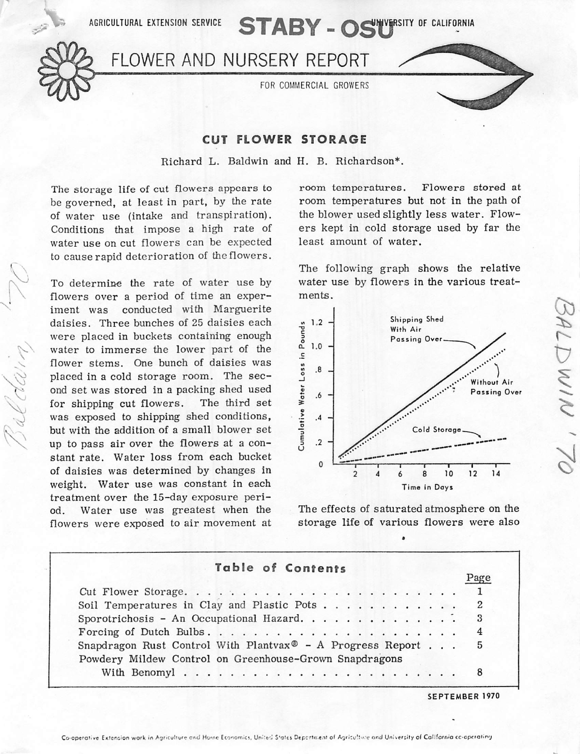AGRICULTURAL EXTENSION SERVICE **STABY - OSU** UNIVERSITY OF CALIFORNIA

# FLOWER AND NURSERY REPORT

FOR COMMERCIAL GROWERS

## CUT FLOWER STORAGE

Richard L. Baldwin and H. B. Richardson*.

The storage life of cut flowers appears to be governed, at least in part, by the rate of water use (intake and transpiration). Conditions that impose a high rate of water use on cut flowers can be expected to cause rapid deterioration of the flowers.

To determine the rate of water use by flowers over a period of time an experiment was conducted with Marguerite daisies. Three bunches of 25 daisies each were placed in buckets containing enough water to immerse the lower part of the flower stems. One bunch of daisies was placed in a cold storage room. The second set was stored in a packing shed used for shipping cut flowers. The third set was exposed to shipping shed conditions, but with the addition of a small blower set up to pass air over the flowers at a constant rate. Water loss from each bucket of daisies was determined by changes in weight. Water use was constant in each treatment over the 15-day exposure period. Water use was greatest when the flowers were exposed to air movement at room temperatures. Flowers stored at room temperatures but not in the path of the blower used slightly less water. Flowers kept in cold storage used by far the least amount of water.

The following graph shows the relative water use by flowers in the various treatments.

The effects of saturated atmosphere on the storage life of various flowers were also

### Table of Contents

| | Page |
|---|---|
| Cut Flower Storage | 1 |
| Soil Temperatures in Clay and Plastic Pots | 2 |
| Sporotrichosis - An Occupational Hazard | 3 |
| Forcing of Dutch Bulbs | 4 |
| Snapdragon Rust Control With Plantvax® - A Progress Report | 5 |
| Powdery Mildew Control on Greenhouse-Grown Snapdragons With Benomyl | 8 |

SEPTEMBER 1970

Co-operative Extension work in Agriculture and Home Economics, United States Department of Agriculture and University of California co-operating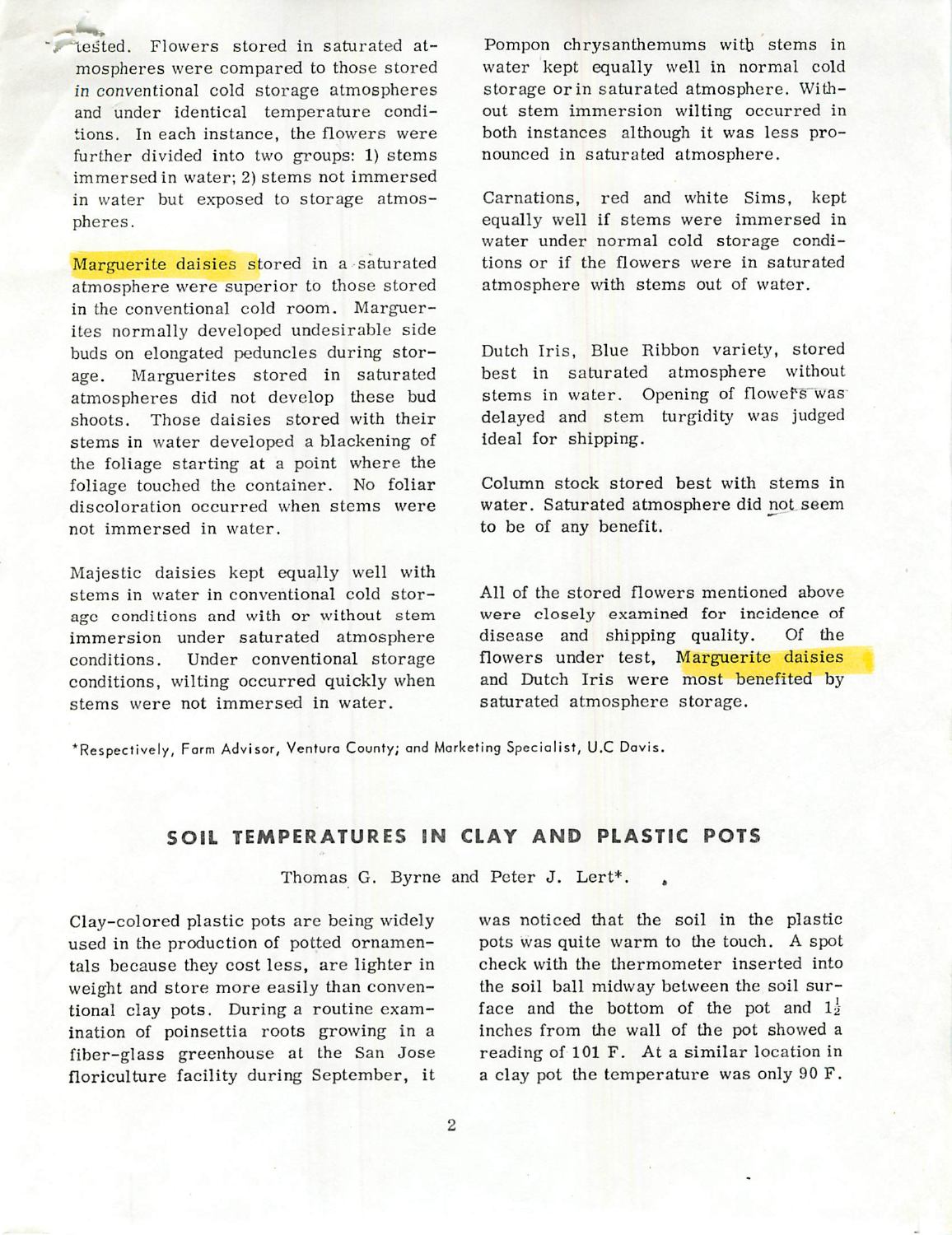tested. Flowers stored in saturated atmospheres were compared to those stored in conventional cold storage atmospheres and under identical temperature conditions. In each instance, the flowers were further divided into two groups: 1) stems immersed in water; 2) stems not immersed in water but exposed to storage atmospheres.

Marguerite daisies stored in a saturated atmosphere were superior to those stored in the conventional cold room. Marguerites normally developed undesirable side buds on elongated peduncles during storage. Marguerites stored in saturated atmospheres did not develop these bud shoots. Those daisies stored with their stems in water developed a blackening of the foliage starting at a point where the foliage touched the container. No foliar discoloration occurred when stems were not immersed in water.

Majestic daisies kept equally well with stems in water in conventional cold storage conditions and with or without stem immersion under saturated atmosphere conditions. Under conventional storage conditions, wilting occurred quickly when stems were not immersed in water.

Pompon chrysanthemums with stems in water kept equally well in normal cold storage or in saturated atmosphere. Without stem immersion wilting occurred in both instances although it was less pronounced in saturated atmosphere.

Carnations, red and white Sims, kept equally well if stems were immersed in water under normal cold storage conditions or if the flowers were in saturated atmosphere with stems out of water.

Dutch Iris, Blue Ribbon variety, stored best in saturated atmosphere without stems in water. Opening of flowers was delayed and stem turgidity was judged ideal for shipping.

Column stock stored best with stems in water. Saturated atmosphere did not seem to be of any benefit.

All of the stored flowers mentioned above were closely examined for incidence of disease and shipping quality. Of the flowers under test, Marguerite daisies and Dutch Iris were most benefited by saturated atmosphere storage.

*Respectively, Farm Advisor, Ventura County; and Marketing Specialist, U.C Davis.

## SOIL TEMPERATURES IN CLAY AND PLASTIC POTS

Thomas G. Byrne and Peter J. Lert*.

Clay-colored plastic pots are being widely used in the production of potted ornamentals because they cost less, are lighter in weight and store more easily than conventional clay pots. During a routine examination of poinsettia roots growing in a fiber-glass greenhouse at the San Jose floriculture facility during September, it was noticed that the soil in the plastic pots was quite warm to the touch. A spot check with the thermometer inserted into the soil ball midway between the soil surface and the bottom of the pot and $1\frac{1}{2}$ inches from the wall of the pot showed a reading of 101 F. At a similar location in a clay pot the temperature was only 90 F.